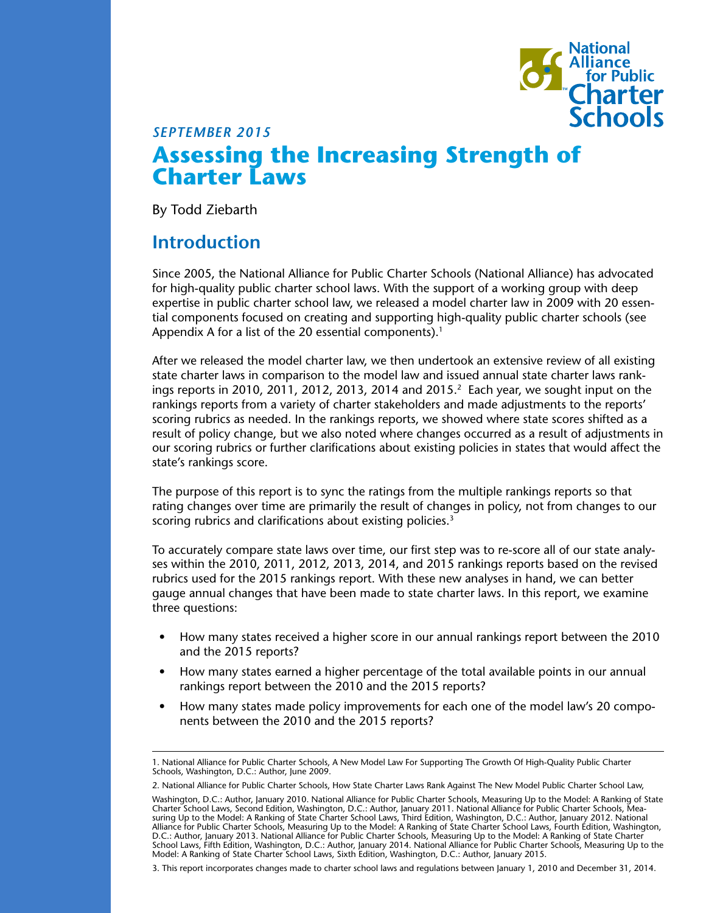National Alliance for Public Charter Schools

*SEPTEMBER 2015*

# Assessing the Increasing Strength of Charter Laws

By Todd Ziebarth

## Introduction

Since 2005, the National Alliance for Public Charter Schools (National Alliance) has advocated for high-quality public charter school laws. With the support of a working group with deep expertise in public charter school law, we released a model charter law in 2009 with 20 essential components focused on creating and supporting high-quality public charter schools (see Appendix A for a list of the 20 essential components).[1]

After we released the model charter law, we then undertook an extensive review of all existing state charter laws in comparison to the model law and issued annual state charter laws rankings reports in 2010, 2011, 2012, 2013, 2014 and 2015.[2] Each year, we sought input on the rankings reports from a variety of charter stakeholders and made adjustments to the reports' scoring rubrics as needed. In the rankings reports, we showed where state scores shifted as a result of policy change, but we also noted where changes occurred as a result of adjustments in our scoring rubrics or further clarifications about existing policies in states that would affect the state's rankings score.

The purpose of this report is to sync the ratings from the multiple rankings reports so that rating changes over time are primarily the result of changes in policy, not from changes to our scoring rubrics and clarifications about existing policies.[3]

To accurately compare state laws over time, our first step was to re-score all of our state analyses within the 2010, 2011, 2012, 2013, 2014, and 2015 rankings reports based on the revised rubrics used for the 2015 rankings report. With these new analyses in hand, we can better gauge annual changes that have been made to state charter laws. In this report, we examine three questions:

- How many states received a higher score in our annual rankings report between the 2010 and the 2015 reports?
- How many states earned a higher percentage of the total available points in our annual rankings report between the 2010 and the 2015 reports?
- How many states made policy improvements for each one of the model law's 20 components between the 2010 and the 2015 reports?

---

1. National Alliance for Public Charter Schools, A New Model Law For Supporting The Growth Of High-Quality Public Charter Schools, Washington, D.C.: Author, June 2009.

2. National Alliance for Public Charter Schools, How State Charter Laws Rank Against The New Model Public Charter School Law, Washington, D.C.: Author, January 2010. National Alliance for Public Charter Schools, Measuring Up to the Model: A Ranking of State Charter School Laws, Second Edition, Washington, D.C.: Author, January 2011. National Alliance for Public Charter Schools, Measuring Up to the Model: A Ranking of State Charter School Laws, Third Edition, Washington, D.C.: Author, January 2012. National Alliance for Public Charter Schools, Measuring Up to the Model: A Ranking of State Charter School Laws, Fourth Edition, Washington, D.C.: Author, January 2013. National Alliance for Public Charter Schools, Measuring Up to the Model: A Ranking of State Charter School Laws, Fifth Edition, Washington, D.C.: Author, January 2014. National Alliance for Public Charter Schools, Measuring Up to the Model: A Ranking of State Charter School Laws, Sixth Edition, Washington, D.C.: Author, January 2015.

3. This report incorporates changes made to charter school laws and regulations between January 1, 2010 and December 31, 2014.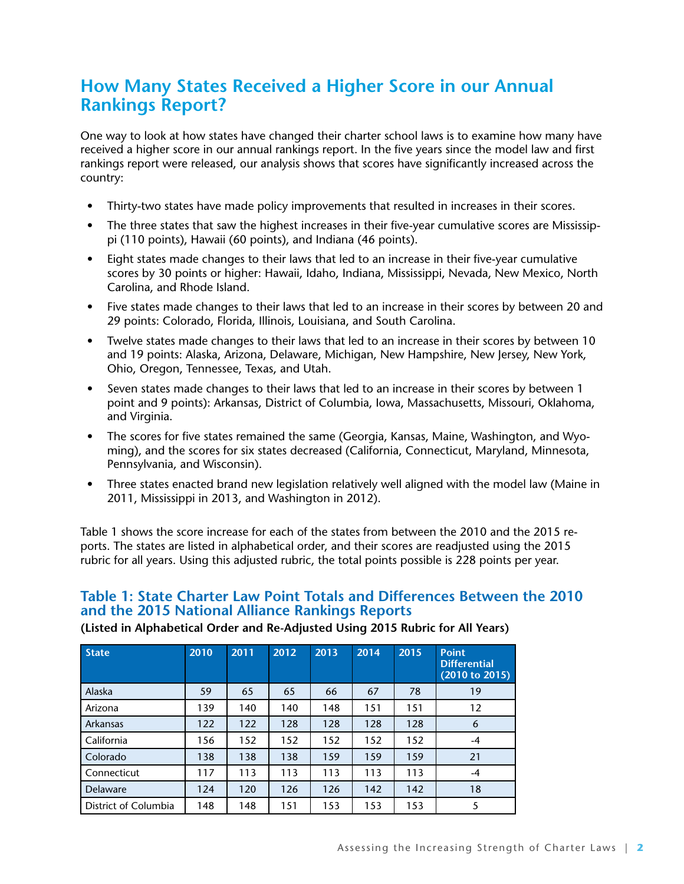## How Many States Received a Higher Score in our Annual Rankings Report?

One way to look at how states have changed their charter school laws is to examine how many have received a higher score in our annual rankings report. In the five years since the model law and first rankings report were released, our analysis shows that scores have significantly increased across the country:

- Thirty-two states have made policy improvements that resulted in increases in their scores.
- The three states that saw the highest increases in their five-year cumulative scores are Mississippi (110 points), Hawaii (60 points), and Indiana (46 points).
- Eight states made changes to their laws that led to an increase in their five-year cumulative scores by 30 points or higher: Hawaii, Idaho, Indiana, Mississippi, Nevada, New Mexico, North Carolina, and Rhode Island.
- Five states made changes to their laws that led to an increase in their scores by between 20 and 29 points: Colorado, Florida, Illinois, Louisiana, and South Carolina.
- Twelve states made changes to their laws that led to an increase in their scores by between 10 and 19 points: Alaska, Arizona, Delaware, Michigan, New Hampshire, New Jersey, New York, Ohio, Oregon, Tennessee, Texas, and Utah.
- Seven states made changes to their laws that led to an increase in their scores by between 1 point and 9 points): Arkansas, District of Columbia, Iowa, Massachusetts, Missouri, Oklahoma, and Virginia.
- The scores for five states remained the same (Georgia, Kansas, Maine, Washington, and Wyoming), and the scores for six states decreased (California, Connecticut, Maryland, Minnesota, Pennsylvania, and Wisconsin).
- Three states enacted brand new legislation relatively well aligned with the model law (Maine in 2011, Mississippi in 2013, and Washington in 2012).

Table 1 shows the score increase for each of the states from between the 2010 and the 2015 reports. The states are listed in alphabetical order, and their scores are readjusted using the 2015 rubric for all years. Using this adjusted rubric, the total points possible is 228 points per year.

### Table 1: State Charter Law Point Totals and Differences Between the 2010 and the 2015 National Alliance Rankings Reports

**(Listed in Alphabetical Order and Re-Adjusted Using 2015 Rubric for All Years)**

| State | 2010 | 2011 | 2012 | 2013 | 2014 | 2015 | Point Differential (2010 to 2015) |
|---|---|---|---|---|---|---|---|
| Alaska | 59 | 65 | 65 | 66 | 67 | 78 | 19 |
| Arizona | 139 | 140 | 140 | 148 | 151 | 151 | 12 |
| Arkansas | 122 | 122 | 128 | 128 | 128 | 128 | 6 |
| California | 156 | 152 | 152 | 152 | 152 | 152 | -4 |
| Colorado | 138 | 138 | 138 | 159 | 159 | 159 | 21 |
| Connecticut | 117 | 113 | 113 | 113 | 113 | 113 | -4 |
| Delaware | 124 | 120 | 126 | 126 | 142 | 142 | 18 |
| District of Columbia | 148 | 148 | 151 | 153 | 153 | 153 | 5 |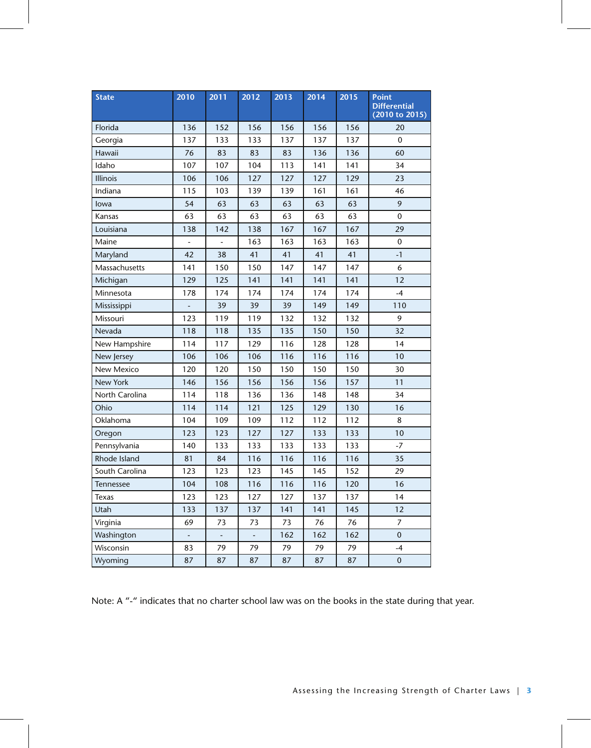| State | 2010 | 2011 | 2012 | 2013 | 2014 | 2015 | Point Differential (2010 to 2015) |
|---|---|---|---|---|---|---|---|
| Florida | 136 | 152 | 156 | 156 | 156 | 156 | 20 |
| Georgia | 137 | 133 | 133 | 137 | 137 | 137 | 0 |
| Hawaii | 76 | 83 | 83 | 83 | 136 | 136 | 60 |
| Idaho | 107 | 107 | 104 | 113 | 141 | 141 | 34 |
| Illinois | 106 | 106 | 127 | 127 | 127 | 129 | 23 |
| Indiana | 115 | 103 | 139 | 139 | 161 | 161 | 46 |
| Iowa | 54 | 63 | 63 | 63 | 63 | 63 | 9 |
| Kansas | 63 | 63 | 63 | 63 | 63 | 63 | 0 |
| Louisiana | 138 | 142 | 138 | 167 | 167 | 167 | 29 |
| Maine | - | - | 163 | 163 | 163 | 163 | 0 |
| Maryland | 42 | 38 | 41 | 41 | 41 | 41 | -1 |
| Massachusetts | 141 | 150 | 150 | 147 | 147 | 147 | 6 |
| Michigan | 129 | 125 | 141 | 141 | 141 | 141 | 12 |
| Minnesota | 178 | 174 | 174 | 174 | 174 | 174 | -4 |
| Mississippi | - | 39 | 39 | 39 | 149 | 149 | 110 |
| Missouri | 123 | 119 | 119 | 132 | 132 | 132 | 9 |
| Nevada | 118 | 118 | 135 | 135 | 150 | 150 | 32 |
| New Hampshire | 114 | 117 | 129 | 116 | 128 | 128 | 14 |
| New Jersey | 106 | 106 | 106 | 116 | 116 | 116 | 10 |
| New Mexico | 120 | 120 | 150 | 150 | 150 | 150 | 30 |
| New York | 146 | 156 | 156 | 156 | 156 | 157 | 11 |
| North Carolina | 114 | 118 | 136 | 136 | 148 | 148 | 34 |
| Ohio | 114 | 114 | 121 | 125 | 129 | 130 | 16 |
| Oklahoma | 104 | 109 | 109 | 112 | 112 | 112 | 8 |
| Oregon | 123 | 123 | 127 | 127 | 133 | 133 | 10 |
| Pennsylvania | 140 | 133 | 133 | 133 | 133 | 133 | -7 |
| Rhode Island | 81 | 84 | 116 | 116 | 116 | 116 | 35 |
| South Carolina | 123 | 123 | 123 | 145 | 145 | 152 | 29 |
| Tennessee | 104 | 108 | 116 | 116 | 116 | 120 | 16 |
| Texas | 123 | 123 | 127 | 127 | 137 | 137 | 14 |
| Utah | 133 | 137 | 137 | 141 | 141 | 145 | 12 |
| Virginia | 69 | 73 | 73 | 73 | 76 | 76 | 7 |
| Washington | - | - | - | 162 | 162 | 162 | 0 |
| Wisconsin | 83 | 79 | 79 | 79 | 79 | 79 | -4 |
| Wyoming | 87 | 87 | 87 | 87 | 87 | 87 | 0 |

Note: A "-" indicates that no charter school law was on the books in the state during that year.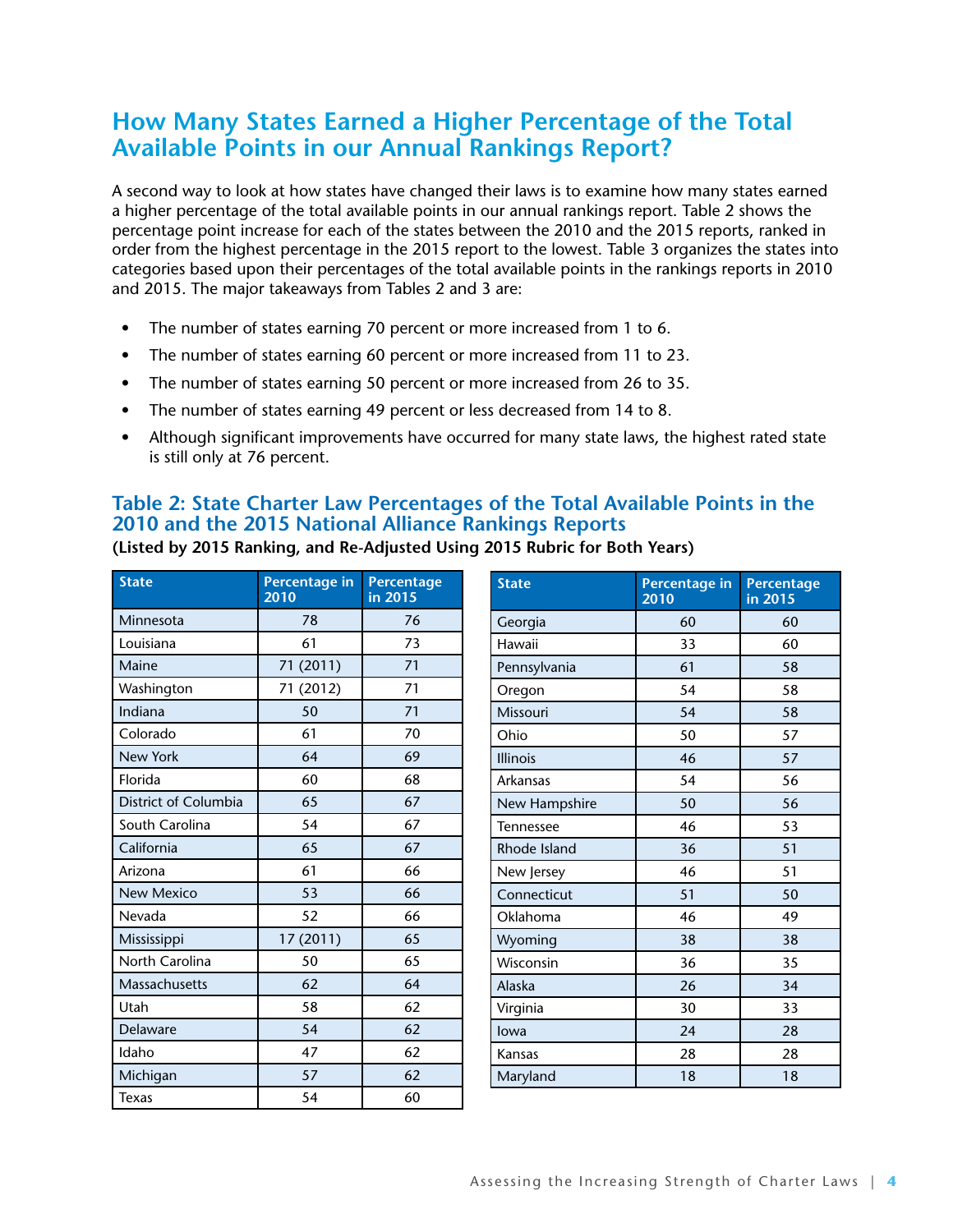## How Many States Earned a Higher Percentage of the Total Available Points in our Annual Rankings Report?

A second way to look at how states have changed their laws is to examine how many states earned a higher percentage of the total available points in our annual rankings report. Table 2 shows the percentage point increase for each of the states between the 2010 and the 2015 reports, ranked in order from the highest percentage in the 2015 report to the lowest. Table 3 organizes the states into categories based upon their percentages of the total available points in the rankings reports in 2010 and 2015. The major takeaways from Tables 2 and 3 are:

- The number of states earning 70 percent or more increased from 1 to 6.
- The number of states earning 60 percent or more increased from 11 to 23.
- The number of states earning 50 percent or more increased from 26 to 35.
- The number of states earning 49 percent or less decreased from 14 to 8.
- Although significant improvements have occurred for many state laws, the highest rated state is still only at 76 percent.

### Table 2: State Charter Law Percentages of the Total Available Points in the 2010 and the 2015 National Alliance Rankings Reports

**(Listed by 2015 Ranking, and Re-Adjusted Using 2015 Rubric for Both Years)**

| State | Percentage in 2010 | Percentage in 2015 |
|---|---|---|
| Minnesota | 78 | 76 |
| Louisiana | 61 | 73 |
| Maine | 71 (2011) | 71 |
| Washington | 71 (2012) | 71 |
| Indiana | 50 | 71 |
| Colorado | 61 | 70 |
| New York | 64 | 69 |
| Florida | 60 | 68 |
| District of Columbia | 65 | 67 |
| South Carolina | 54 | 67 |
| California | 65 | 67 |
| Arizona | 61 | 66 |
| New Mexico | 53 | 66 |
| Nevada | 52 | 66 |
| Mississippi | 17 (2011) | 65 |
| North Carolina | 50 | 65 |
| Massachusetts | 62 | 64 |
| Utah | 58 | 62 |
| Delaware | 54 | 62 |
| Idaho | 47 | 62 |
| Michigan | 57 | 62 |
| Texas | 54 | 60 |
| Georgia | 60 | 60 |
| Hawaii | 33 | 60 |
| Pennsylvania | 61 | 58 |
| Oregon | 54 | 58 |
| Missouri | 54 | 58 |
| Ohio | 50 | 57 |
| Illinois | 46 | 57 |
| Arkansas | 54 | 56 |
| New Hampshire | 50 | 56 |
| Tennessee | 46 | 53 |
| Rhode Island | 36 | 51 |
| New Jersey | 46 | 51 |
| Connecticut | 51 | 50 |
| Oklahoma | 46 | 49 |
| Wyoming | 38 | 38 |
| Wisconsin | 36 | 35 |
| Alaska | 26 | 34 |
| Virginia | 30 | 33 |
| Iowa | 24 | 28 |
| Kansas | 28 | 28 |
| Maryland | 18 | 18 |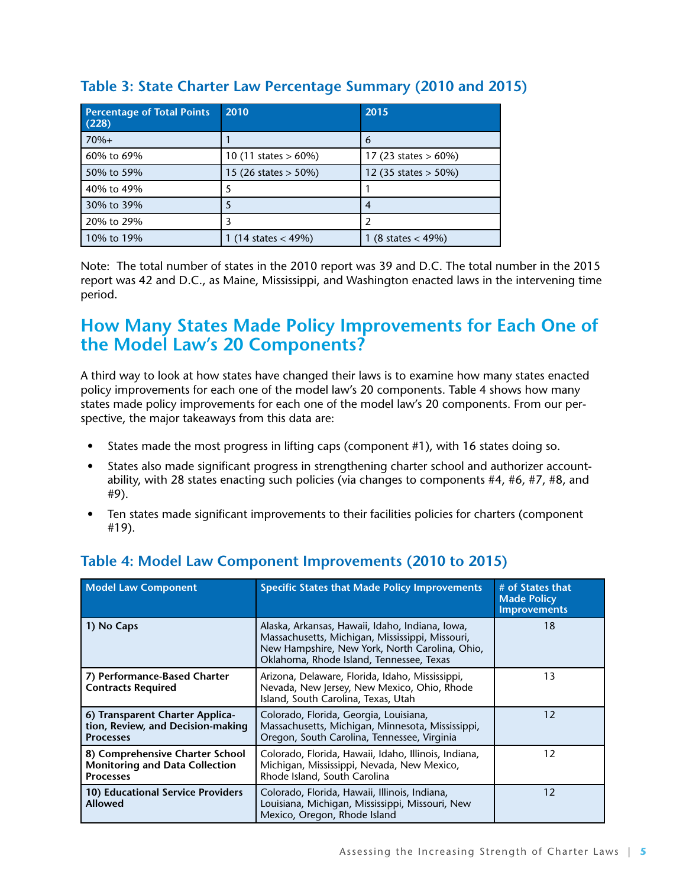### Table 3: State Charter Law Percentage Summary (2010 and 2015)

| Percentage of Total Points (228) | 2010 | 2015 |
|---|---|---|
| 70%+ | 1 | 6 |
| 60% to 69% | 10 (11 states > 60%) | 17 (23 states > 60%) |
| 50% to 59% | 15 (26 states > 50%) | 12 (35 states > 50%) |
| 40% to 49% | 5 | 1 |
| 30% to 39% | 5 | 4 |
| 20% to 29% | 3 | 2 |
| 10% to 19% | 1 (14 states < 49%) | 1 (8 states < 49%) |

Note: The total number of states in the 2010 report was 39 and D.C. The total number in the 2015 report was 42 and D.C., as Maine, Mississippi, and Washington enacted laws in the intervening time period.

## How Many States Made Policy Improvements for Each One of the Model Law's 20 Components?

A third way to look at how states have changed their laws is to examine how many states enacted policy improvements for each one of the model law's 20 components. Table 4 shows how many states made policy improvements for each one of the model law's 20 components. From our perspective, the major takeaways from this data are:

- States made the most progress in lifting caps (component #1), with 16 states doing so.
- States also made significant progress in strengthening charter school and authorizer accountability, with 28 states enacting such policies (via changes to components #4, #6, #7, #8, and #9).
- Ten states made significant improvements to their facilities policies for charters (component #19).

### Table 4: Model Law Component Improvements (2010 to 2015)

| Model Law Component | Specific States that Made Policy Improvements | # of States that Made Policy Improvements |
|---|---|---|
| **1) No Caps** | Alaska, Arkansas, Hawaii, Idaho, Indiana, Iowa, Massachusetts, Michigan, Mississippi, Missouri, New Hampshire, New York, North Carolina, Ohio, Oklahoma, Rhode Island, Tennessee, Texas | 18 |
| **7) Performance-Based Charter Contracts Required** | Arizona, Delaware, Florida, Idaho, Mississippi, Nevada, New Jersey, New Mexico, Ohio, Rhode Island, South Carolina, Texas, Utah | 13 |
| **6) Transparent Charter Application, Review, and Decision-making Processes** | Colorado, Florida, Georgia, Louisiana, Massachusetts, Michigan, Minnesota, Mississippi, Oregon, South Carolina, Tennessee, Virginia | 12 |
| **8) Comprehensive Charter School Monitoring and Data Collection Processes** | Colorado, Florida, Hawaii, Idaho, Illinois, Indiana, Michigan, Mississippi, Nevada, New Mexico, Rhode Island, South Carolina | 12 |
| **10) Educational Service Providers Allowed** | Colorado, Florida, Hawaii, Illinois, Indiana, Louisiana, Michigan, Mississippi, Missouri, New Mexico, Oregon, Rhode Island | 12 |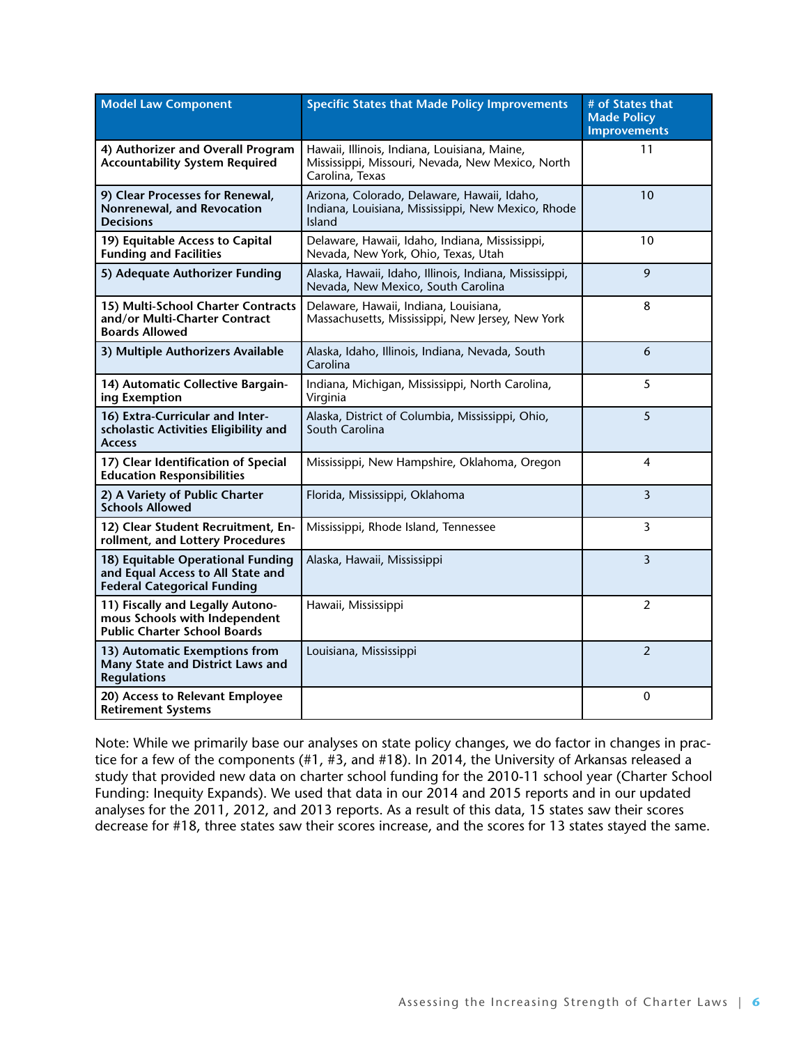| Model Law Component | Specific States that Made Policy Improvements | # of States that Made Policy Improvements |
|---|---|---|
| **4) Authorizer and Overall Program Accountability System Required** | Hawaii, Illinois, Indiana, Louisiana, Maine, Mississippi, Missouri, Nevada, New Mexico, North Carolina, Texas | 11 |
| **9) Clear Processes for Renewal, Nonrenewal, and Revocation Decisions** | Arizona, Colorado, Delaware, Hawaii, Idaho, Indiana, Louisiana, Mississippi, New Mexico, Rhode Island | 10 |
| **19) Equitable Access to Capital Funding and Facilities** | Delaware, Hawaii, Idaho, Indiana, Mississippi, Nevada, New York, Ohio, Texas, Utah | 10 |
| **5) Adequate Authorizer Funding** | Alaska, Hawaii, Idaho, Illinois, Indiana, Mississippi, Nevada, New Mexico, South Carolina | 9 |
| **15) Multi-School Charter Contracts and/or Multi-Charter Contract Boards Allowed** | Delaware, Hawaii, Indiana, Louisiana, Massachusetts, Mississippi, New Jersey, New York | 8 |
| **3) Multiple Authorizers Available** | Alaska, Idaho, Illinois, Indiana, Nevada, South Carolina | 6 |
| **14) Automatic Collective Bargaining Exemption** | Indiana, Michigan, Mississippi, North Carolina, Virginia | 5 |
| **16) Extra-Curricular and Interscholastic Activities Eligibility and Access** | Alaska, District of Columbia, Mississippi, Ohio, South Carolina | 5 |
| **17) Clear Identification of Special Education Responsibilities** | Mississippi, New Hampshire, Oklahoma, Oregon | 4 |
| **2) A Variety of Public Charter Schools Allowed** | Florida, Mississippi, Oklahoma | 3 |
| **12) Clear Student Recruitment, Enrollment, and Lottery Procedures** | Mississippi, Rhode Island, Tennessee | 3 |
| **18) Equitable Operational Funding and Equal Access to All State and Federal Categorical Funding** | Alaska, Hawaii, Mississippi | 3 |
| **11) Fiscally and Legally Autonomous Schools with Independent Public Charter School Boards** | Hawaii, Mississippi | 2 |
| **13) Automatic Exemptions from Many State and District Laws and Regulations** | Louisiana, Mississippi | 2 |
| **20) Access to Relevant Employee Retirement Systems** | | 0 |

Note: While we primarily base our analyses on state policy changes, we do factor in changes in practice for a few of the components (#1, #3, and #18). In 2014, the University of Arkansas released a study that provided new data on charter school funding for the 2010-11 school year (Charter School Funding: Inequity Expands). We used that data in our 2014 and 2015 reports and in our updated analyses for the 2011, 2012, and 2013 reports. As a result of this data, 15 states saw their scores decrease for #18, three states saw their scores increase, and the scores for 13 states stayed the same.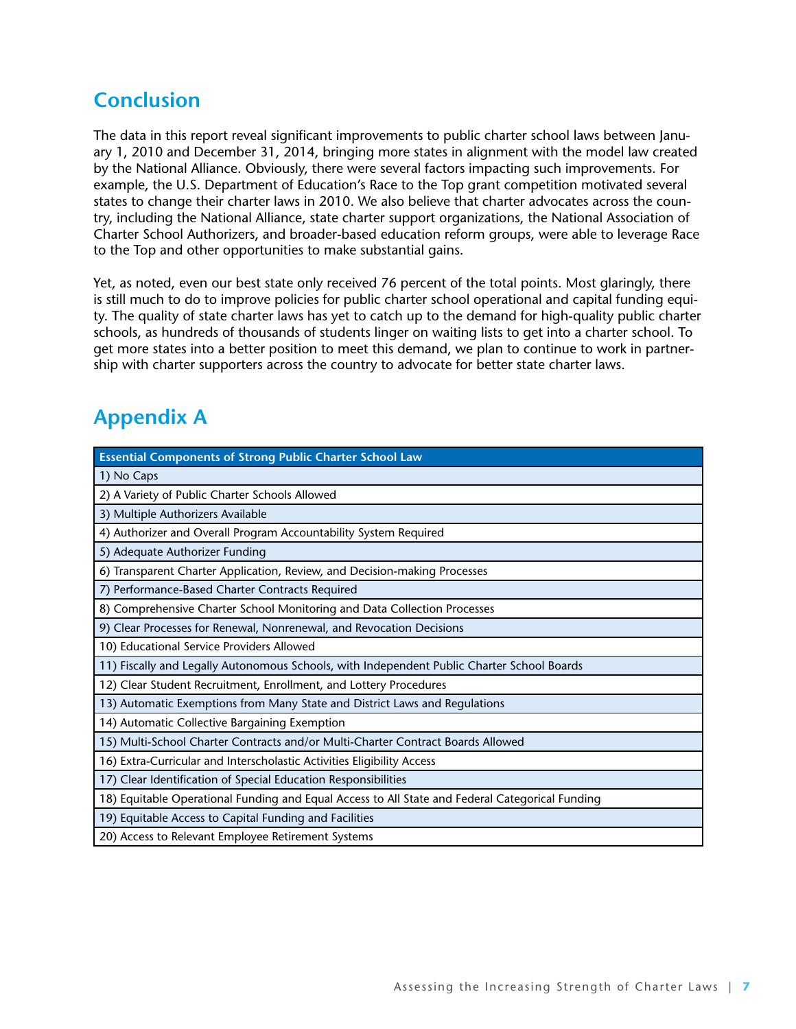## Conclusion

The data in this report reveal significant improvements to public charter school laws between January 1, 2010 and December 31, 2014, bringing more states in alignment with the model law created by the National Alliance. Obviously, there were several factors impacting such improvements. For example, the U.S. Department of Education's Race to the Top grant competition motivated several states to change their charter laws in 2010. We also believe that charter advocates across the country, including the National Alliance, state charter support organizations, the National Association of Charter School Authorizers, and broader-based education reform groups, were able to leverage Race to the Top and other opportunities to make substantial gains.

Yet, as noted, even our best state only received 76 percent of the total points. Most glaringly, there is still much to do to improve policies for public charter school operational and capital funding equity. The quality of state charter laws has yet to catch up to the demand for high-quality public charter schools, as hundreds of thousands of students linger on waiting lists to get into a charter school. To get more states into a better position to meet this demand, we plan to continue to work in partnership with charter supporters across the country to advocate for better state charter laws.

## Appendix A

| Essential Components of Strong Public Charter School Law |
|---|
| 1) No Caps |
| 2) A Variety of Public Charter Schools Allowed |
| 3) Multiple Authorizers Available |
| 4) Authorizer and Overall Program Accountability System Required |
| 5) Adequate Authorizer Funding |
| 6) Transparent Charter Application, Review, and Decision-making Processes |
| 7) Performance-Based Charter Contracts Required |
| 8) Comprehensive Charter School Monitoring and Data Collection Processes |
| 9) Clear Processes for Renewal, Nonrenewal, and Revocation Decisions |
| 10) Educational Service Providers Allowed |
| 11) Fiscally and Legally Autonomous Schools, with Independent Public Charter School Boards |
| 12) Clear Student Recruitment, Enrollment, and Lottery Procedures |
| 13) Automatic Exemptions from Many State and District Laws and Regulations |
| 14) Automatic Collective Bargaining Exemption |
| 15) Multi-School Charter Contracts and/or Multi-Charter Contract Boards Allowed |
| 16) Extra-Curricular and Interscholastic Activities Eligibility Access |
| 17) Clear Identification of Special Education Responsibilities |
| 18) Equitable Operational Funding and Equal Access to All State and Federal Categorical Funding |
| 19) Equitable Access to Capital Funding and Facilities |
| 20) Access to Relevant Employee Retirement Systems |